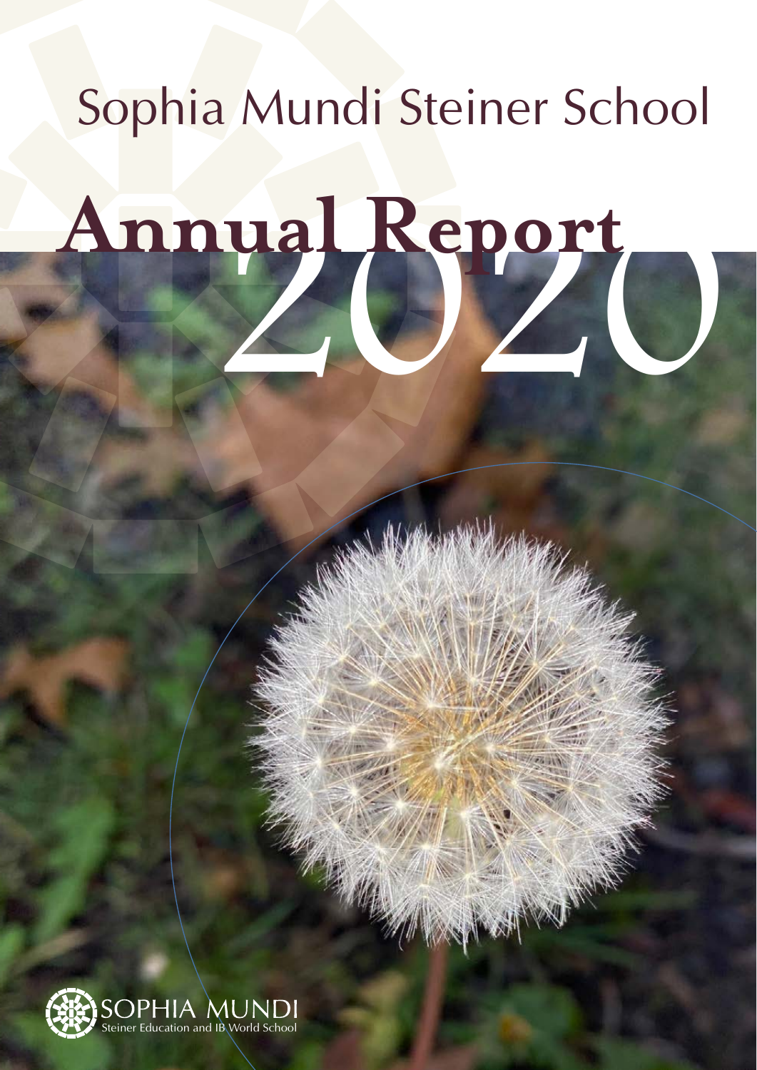# Sophia Mundi Steiner School

# Annual Report 2020

SOPHIA MUNDI
Steiner Education and IB World School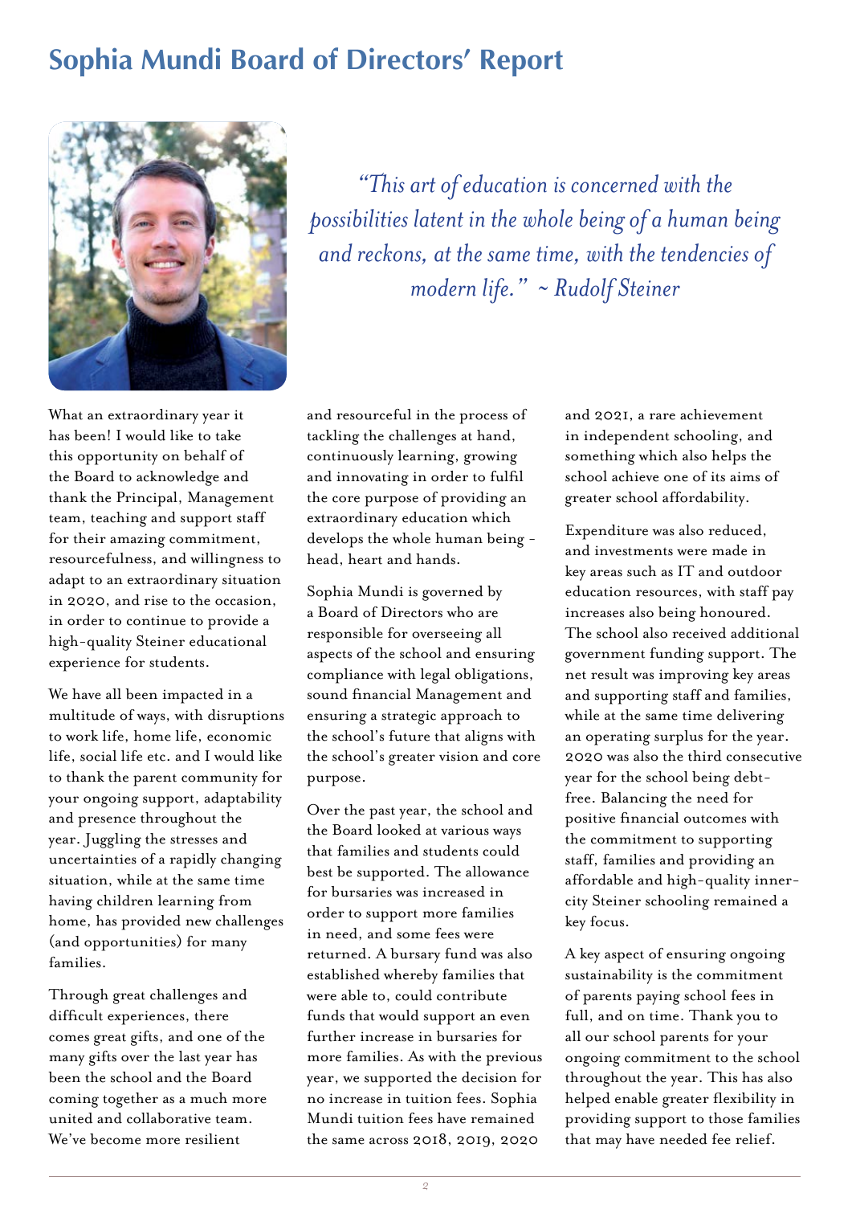# Sophia Mundi Board of Directors' Report

*"This art of education is concerned with the possibilities latent in the whole being of a human being and reckons, at the same time, with the tendencies of modern life." ~ Rudolf Steiner*

What an extraordinary year it has been! I would like to take this opportunity on behalf of the Board to acknowledge and thank the Principal, Management team, teaching and support staff for their amazing commitment, resourcefulness, and willingness to adapt to an extraordinary situation in 2020, and rise to the occasion, in order to continue to provide a high-quality Steiner educational experience for students.

We have all been impacted in a multitude of ways, with disruptions to work life, home life, economic life, social life etc. and I would like to thank the parent community for your ongoing support, adaptability and presence throughout the year. Juggling the stresses and uncertainties of a rapidly changing situation, while at the same time having children learning from home, has provided new challenges (and opportunities) for many families.

Through great challenges and difficult experiences, there comes great gifts, and one of the many gifts over the last year has been the school and the Board coming together as a much more united and collaborative team. We've become more resilient and resourceful in the process of tackling the challenges at hand, continuously learning, growing and innovating in order to fulfil the core purpose of providing an extraordinary education which develops the whole human being - head, heart and hands.

Sophia Mundi is governed by a Board of Directors who are responsible for overseeing all aspects of the school and ensuring compliance with legal obligations, sound financial Management and ensuring a strategic approach to the school's future that aligns with the school's greater vision and core purpose.

Over the past year, the school and the Board looked at various ways that families and students could best be supported. The allowance for bursaries was increased in order to support more families in need, and some fees were returned. A bursary fund was also established whereby families that were able to, could contribute funds that would support an even further increase in bursaries for more families. As with the previous year, we supported the decision for no increase in tuition fees. Sophia Mundi tuition fees have remained the same across 2018, 2019, 2020 and 2021, a rare achievement in independent schooling, and something which also helps the school achieve one of its aims of greater school affordability.

Expenditure was also reduced, and investments were made in key areas such as IT and outdoor education resources, with staff pay increases also being honoured. The school also received additional government funding support. The net result was improving key areas and supporting staff and families, while at the same time delivering an operating surplus for the year. 2020 was also the third consecutive year for the school being debt-free. Balancing the need for positive financial outcomes with the commitment to supporting staff, families and providing an affordable and high-quality inner-city Steiner schooling remained a key focus.

A key aspect of ensuring ongoing sustainability is the commitment of parents paying school fees in full, and on time. Thank you to all our school parents for your ongoing commitment to the school throughout the year. This has also helped enable greater flexibility in providing support to those families that may have needed fee relief.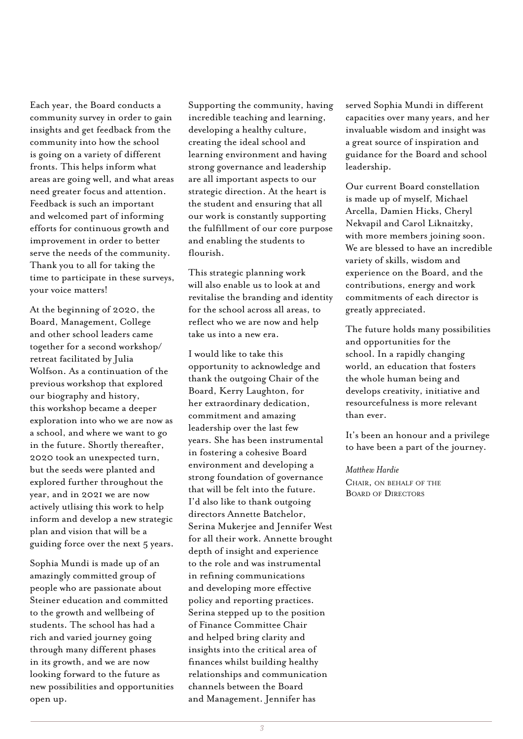Each year, the Board conducts a community survey in order to gain insights and get feedback from the community into how the school is going on a variety of different fronts. This helps inform what areas are going well, and what areas need greater focus and attention. Feedback is such an important and welcomed part of informing efforts for continuous growth and improvement in order to better serve the needs of the community. Thank you to all for taking the time to participate in these surveys, your voice matters!

At the beginning of 2020, the Board, Management, College and other school leaders came together for a second workshop/ retreat facilitated by Julia Wolfson. As a continuation of the previous workshop that explored our biography and history, this workshop became a deeper exploration into who we are now as a school, and where we want to go in the future. Shortly thereafter, 2020 took an unexpected turn, but the seeds were planted and explored further throughout the year, and in 2021 we are now actively utlising this work to help inform and develop a new strategic plan and vision that will be a guiding force over the next 5 years.

Sophia Mundi is made up of an amazingly committed group of people who are passionate about Steiner education and committed to the growth and wellbeing of students. The school has had a rich and varied journey going through many different phases in its growth, and we are now looking forward to the future as new possibilities and opportunities open up.

Supporting the community, having incredible teaching and learning, developing a healthy culture, creating the ideal school and learning environment and having strong governance and leadership are all important aspects to our strategic direction. At the heart is the student and ensuring that all our work is constantly supporting the fulfillment of our core purpose and enabling the students to flourish.

This strategic planning work will also enable us to look at and revitalise the branding and identity for the school across all areas, to reflect who we are now and help take us into a new era.

I would like to take this opportunity to acknowledge and thank the outgoing Chair of the Board, Kerry Laughton, for her extraordinary dedication, commitment and amazing leadership over the last few years. She has been instrumental in fostering a cohesive Board environment and developing a strong foundation of governance that will be felt into the future. I'd also like to thank outgoing directors Annette Batchelor, Serina Mukerjee and Jennifer West for all their work. Annette brought depth of insight and experience to the role and was instrumental in refining communications and developing more effective policy and reporting practices. Serina stepped up to the position of Finance Committee Chair and helped bring clarity and insights into the critical area of finances whilst building healthy relationships and communication channels between the Board and Management. Jennifer has served Sophia Mundi in different capacities over many years, and her invaluable wisdom and insight was a great source of inspiration and guidance for the Board and school leadership.

Our current Board constellation is made up of myself, Michael Arcella, Damien Hicks, Cheryl Nekvapil and Carol Liknaitzky, with more members joining soon. We are blessed to have an incredible variety of skills, wisdom and experience on the Board, and the contributions, energy and work commitments of each director is greatly appreciated.

The future holds many possibilities and opportunities for the school. In a rapidly changing world, an education that fosters the whole human being and develops creativity, initiative and resourcefulness is more relevant than ever.

It's been an honour and a privilege to have been a part of the journey.

*Matthew Hardie*
Chair, on behalf of the Board of Directors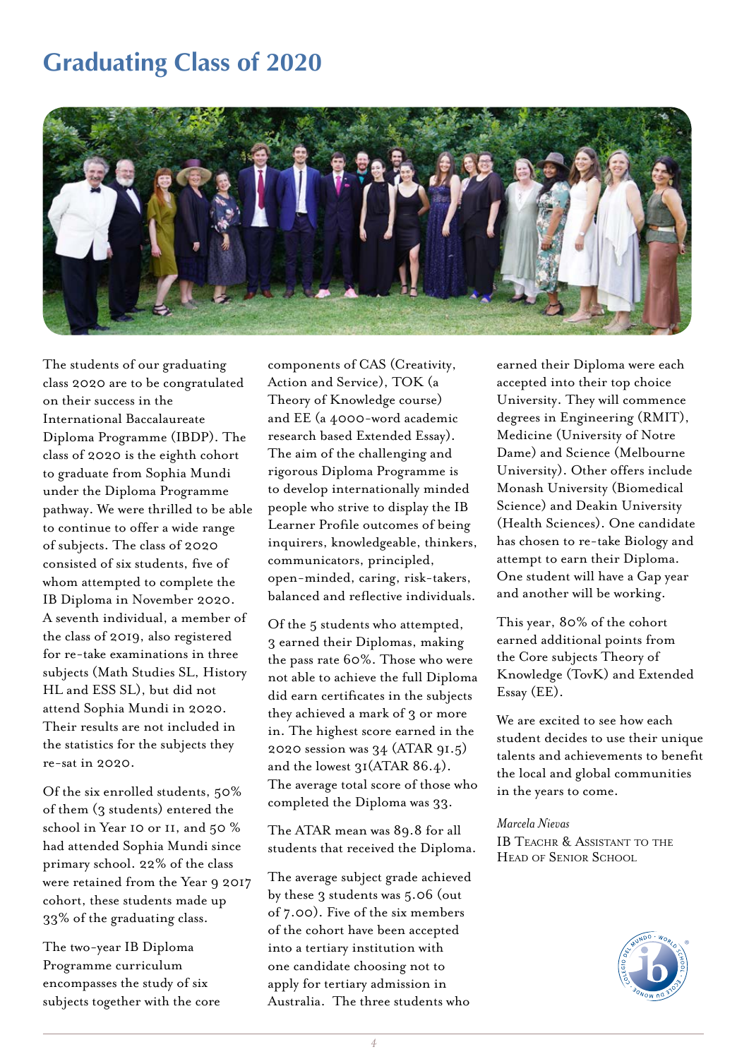# Graduating Class of 2020

The students of our graduating class 2020 are to be congratulated on their success in the International Baccalaureate Diploma Programme (IBDP). The class of 2020 is the eighth cohort to graduate from Sophia Mundi under the Diploma Programme pathway. We were thrilled to be able to continue to offer a wide range of subjects. The class of 2020 consisted of six students, five of whom attempted to complete the IB Diploma in November 2020. A seventh individual, a member of the class of 2019, also registered for re-take examinations in three subjects (Math Studies SL, History HL and ESS SL), but did not attend Sophia Mundi in 2020. Their results are not included in the statistics for the subjects they re-sat in 2020.

Of the six enrolled students, 50% of them (3 students) entered the school in Year 10 or 11, and 50 % had attended Sophia Mundi since primary school. 22% of the class were retained from the Year 9 2017 cohort, these students made up 33% of the graduating class.

The two-year IB Diploma Programme curriculum encompasses the study of six subjects together with the core components of CAS (Creativity, Action and Service), TOK (a Theory of Knowledge course) and EE (a 4000-word academic research based Extended Essay). The aim of the challenging and rigorous Diploma Programme is to develop internationally minded people who strive to display the IB Learner Profile outcomes of being inquirers, knowledgeable, thinkers, communicators, principled, open-minded, caring, risk-takers, balanced and reflective individuals.

Of the 5 students who attempted, 3 earned their Diplomas, making the pass rate 60%. Those who were not able to achieve the full Diploma did earn certificates in the subjects they achieved a mark of 3 or more in. The highest score earned in the 2020 session was 34 (ATAR 91.5) and the lowest 31(ATAR 86.4). The average total score of those who completed the Diploma was 33.

The ATAR mean was 89.8 for all students that received the Diploma.

The average subject grade achieved by these 3 students was 5.06 (out of 7.00). Five of the six members of the cohort have been accepted into a tertiary institution with one candidate choosing not to apply for tertiary admission in Australia. The three students who earned their Diploma were each accepted into their top choice University. They will commence degrees in Engineering (RMIT), Medicine (University of Notre Dame) and Science (Melbourne University). Other offers include Monash University (Biomedical Science) and Deakin University (Health Sciences). One candidate has chosen to re-take Biology and attempt to earn their Diploma. One student will have a Gap year and another will be working.

This year, 80% of the cohort earned additional points from the Core subjects Theory of Knowledge (TovK) and Extended Essay (EE).

We are excited to see how each student decides to use their unique talents and achievements to benefit the local and global communities in the years to come.

*Marcela Nievas*
IB Teachr & Assistant to the Head of Senior School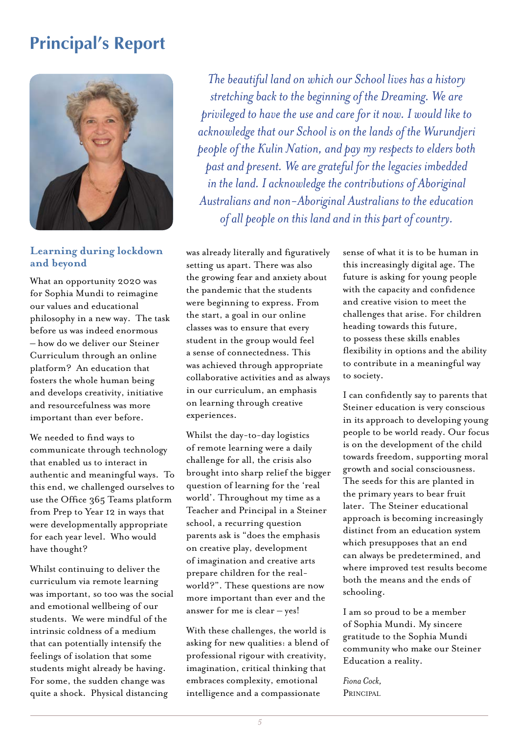# Principal's Report

*The beautiful land on which our School lives has a history stretching back to the beginning of the Dreaming. We are privileged to have the use and care for it now. I would like to acknowledge that our School is on the lands of the Wurundjeri people of the Kulin Nation, and pay my respects to elders both past and present. We are grateful for the legacies imbedded in the land. I acknowledge the contributions of Aboriginal Australians and non-Aboriginal Australians to the education of all people on this land and in this part of country.*

## Learning during lockdown and beyond

What an opportunity 2020 was for Sophia Mundi to reimagine our values and educational philosophy in a new way. The task before us was indeed enormous – how do we deliver our Steiner Curriculum through an online platform? An education that fosters the whole human being and develops creativity, initiative and resourcefulness was more important than ever before.

We needed to find ways to communicate through technology that enabled us to interact in authentic and meaningful ways. To this end, we challenged ourselves to use the Office 365 Teams platform from Prep to Year 12 in ways that were developmentally appropriate for each year level. Who would have thought?

Whilst continuing to deliver the curriculum via remote learning was important, so too was the social and emotional wellbeing of our students. We were mindful of the intrinsic coldness of a medium that can potentially intensify the feelings of isolation that some students might already be having. For some, the sudden change was quite a shock. Physical distancing was already literally and figuratively setting us apart. There was also the growing fear and anxiety about the pandemic that the students were beginning to express. From the start, a goal in our online classes was to ensure that every student in the group would feel a sense of connectedness. This was achieved through appropriate collaborative activities and as always in our curriculum, an emphasis on learning through creative experiences.

Whilst the day-to-day logistics of remote learning were a daily challenge for all, the crisis also brought into sharp relief the bigger question of learning for the 'real world'. Throughout my time as a Teacher and Principal in a Steiner school, a recurring question parents ask is "does the emphasis on creative play, development of imagination and creative arts prepare children for the real-world?". These questions are now more important than ever and the answer for me is clear – yes!

With these challenges, the world is asking for new qualities: a blend of professional rigour with creativity, imagination, critical thinking that embraces complexity, emotional intelligence and a compassionate sense of what it is to be human in this increasingly digital age. The future is asking for young people with the capacity and confidence and creative vision to meet the challenges that arise. For children heading towards this future, to possess these skills enables flexibility in options and the ability to contribute in a meaningful way to society.

I can confidently say to parents that Steiner education is very conscious in its approach to developing young people to be world ready. Our focus is on the development of the child towards freedom, supporting moral growth and social consciousness. The seeds for this are planted in the primary years to bear fruit later. The Steiner educational approach is becoming increasingly distinct from an education system which presupposes that an end can always be predetermined, and where improved test results become both the means and the ends of schooling.

I am so proud to be a member of Sophia Mundi. My sincere gratitude to the Sophia Mundi community who make our Steiner Education a reality.

*Fiona Cock,*
PRINCIPAL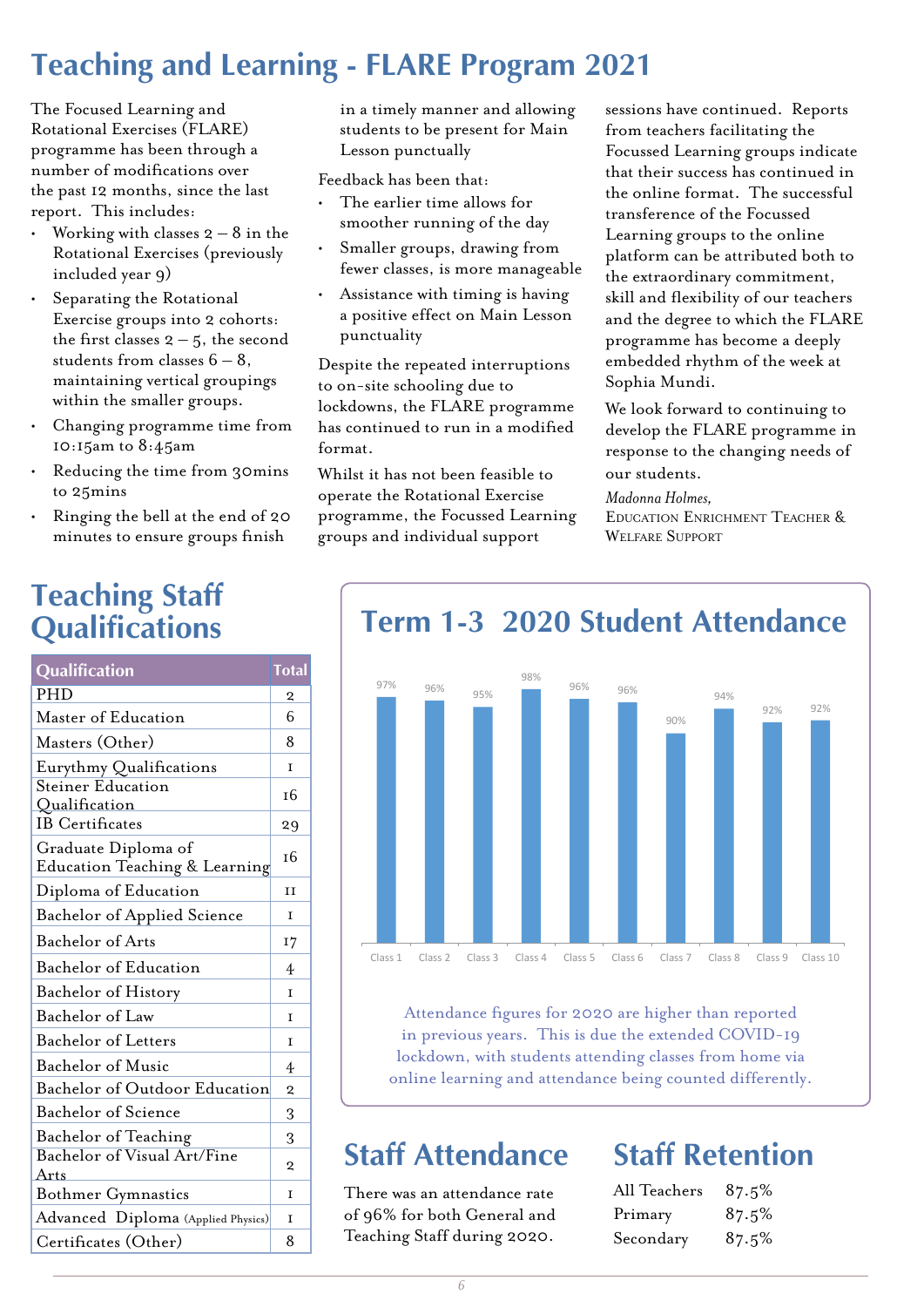# Teaching and Learning - FLARE Program 2021

The Focused Learning and Rotational Exercises (FLARE) programme has been through a number of modifications over the past 12 months, since the last report. This includes:

- Working with classes 2 – 8 in the Rotational Exercises (previously included year 9)
- Separating the Rotational Exercise groups into 2 cohorts: the first classes 2 – 5, the second students from classes 6 – 8, maintaining vertical groupings within the smaller groups.
- Changing programme time from 10:15am to 8:45am
- Reducing the time from 30mins to 25mins
- Ringing the bell at the end of 20 minutes to ensure groups finish in a timely manner and allowing students to be present for Main Lesson punctually

Feedback has been that:

- The earlier time allows for smoother running of the day
- Smaller groups, drawing from fewer classes, is more manageable
- Assistance with timing is having a positive effect on Main Lesson punctuality

Despite the repeated interruptions to on-site schooling due to lockdowns, the FLARE programme has continued to run in a modified format.

Whilst it has not been feasible to operate the Rotational Exercise programme, the Focussed Learning groups and individual support sessions have continued. Reports from teachers facilitating the Focussed Learning groups indicate that their success has continued in the online format. The successful transference of the Focussed Learning groups to the online platform can be attributed both to the extraordinary commitment, skill and flexibility of our teachers and the degree to which the FLARE programme has become a deeply embedded rhythm of the week at Sophia Mundi.

We look forward to continuing to develop the FLARE programme in response to the changing needs of our students.

*Madonna Holmes,*
Education Enrichment Teacher & Welfare Support

## Teaching Staff Qualifications

| Qualification | Total |
|---|---|
| PHD | 2 |
| Master of Education | 6 |
| Masters (Other) | 8 |
| Eurythmy Qualifications | 1 |
| Steiner Education Qualification | 16 |
| IB Certificates | 29 |
| Graduate Diploma of Education Teaching & Learning | 16 |
| Diploma of Education | 11 |
| Bachelor of Applied Science | 1 |
| Bachelor of Arts | 17 |
| Bachelor of Education | 4 |
| Bachelor of History | 1 |
| Bachelor of Law | 1 |
| Bachelor of Letters | 1 |
| Bachelor of Music | 4 |
| Bachelor of Outdoor Education | 2 |
| Bachelor of Science | 3 |
| Bachelor of Teaching | 3 |
| Bachelor of Visual Art/Fine Arts | 2 |
| Bothmer Gymnastics | 1 |
| Advanced Diploma (Applied Physics) | 1 |
| Certificates (Other) | 8 |

## Term 1-3 2020 Student Attendance

| Class | Attendance |
|---|---|
| Class 1 | 97% |
| Class 2 | 96% |
| Class 3 | 95% |
| Class 4 | 98% |
| Class 5 | 96% |
| Class 6 | 96% |
| Class 7 | 90% |
| Class 8 | 94% |
| Class 9 | 92% |
| Class 10 | 92% |

Attendance figures for 2020 are higher than reported in previous years. This is due the extended COVID-19 lockdown, with students attending classes from home via online learning and attendance being counted differently.

## Staff Attendance

There was an attendance rate of 96% for both General and Teaching Staff during 2020.

## Staff Retention

| | |
|---|---|
| All Teachers | 87.5% |
| Primary | 87.5% |
| Secondary | 87.5% |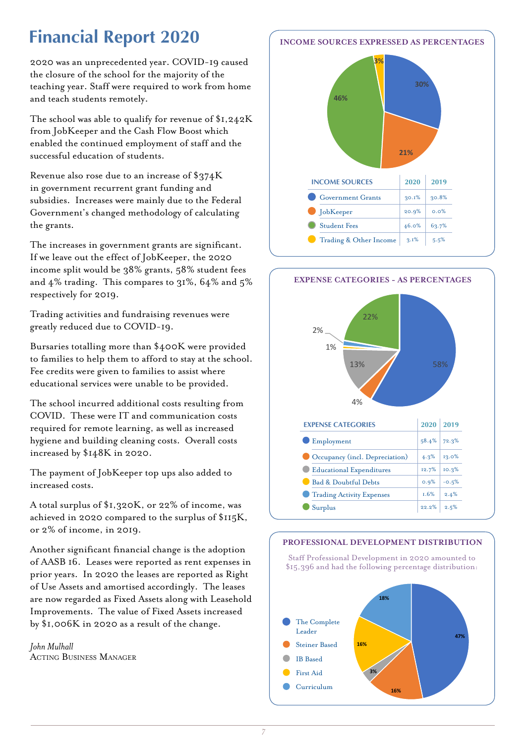# Financial Report 2020

2020 was an unprecedented year. COVID-19 caused the closure of the school for the majority of the teaching year. Staff were required to work from home and teach students remotely.

The school was able to qualify for revenue of $1,242K from JobKeeper and the Cash Flow Boost which enabled the continued employment of staff and the successful education of students.

Revenue also rose due to an increase of $374K in government recurrent grant funding and subsidies. Increases were mainly due to the Federal Government's changed methodology of calculating the grants.

The increases in government grants are significant. If we leave out the effect of JobKeeper, the 2020 income split would be 38% grants, 58% student fees and 4% trading. This compares to 31%, 64% and 5% respectively for 2019.

Trading activities and fundraising revenues were greatly reduced due to COVID-19.

Bursaries totalling more than $400K were provided to families to help them to afford to stay at the school. Fee credits were given to families to assist where educational services were unable to be provided.

The school incurred additional costs resulting from COVID. These were IT and communication costs required for remote learning, as well as increased hygiene and building cleaning costs. Overall costs increased by $148K in 2020.

The payment of JobKeeper top ups also added to increased costs.

A total surplus of $1,320K, or 22% of income, was achieved in 2020 compared to the surplus of $115K, or 2% of income, in 2019.

Another significant financial change is the adoption of AASB 16. Leases were reported as rent expenses in prior years. In 2020 the leases are reported as Right of Use Assets and amortised accordingly. The leases are now regarded as Fixed Assets along with Leasehold Improvements. The value of Fixed Assets increased by $1,006K in 2020 as a result of the change.

*John Mulhall*
ACTING BUSINESS MANAGER

## INCOME SOURCES EXPRESSED AS PERCENTAGES

| INCOME SOURCES | 2020 | 2019 |
|---|---|---|
| Government Grants | 30.1% | 30.8% |
| JobKeeper | 20.9% | 0.0% |
| Student Fees | 46.0% | 63.7% |
| Trading & Other Income | 3.1% | 5.5% |

## EXPENSE CATEGORIES - AS PERCENTAGES

| EXPENSE CATEGORIES | 2020 | 2019 |
|---|---|---|
| Employment | 58.4% | 72.3% |
| Occupancy (incl. Depreciation) | 4.3% | 13.0% |
| Educational Expenditures | 12.7% | 10.3% |
| Bad & Doubtful Debts | 0.9% | -0.5% |
| Trading Activity Expenses | 1.6% | 2.4% |
| Surplus | 22.2% | 2.5% |

## PROFESSIONAL DEVELOPMENT DISTRIBUTION

Staff Professional Development in 2020 amounted to $15,396 and had the following percentage distribution:

- The Complete Leader: 47%
- Steiner Based: 16%
- IB Based: 3%
- First Aid: 16%
- Curriculum: 18%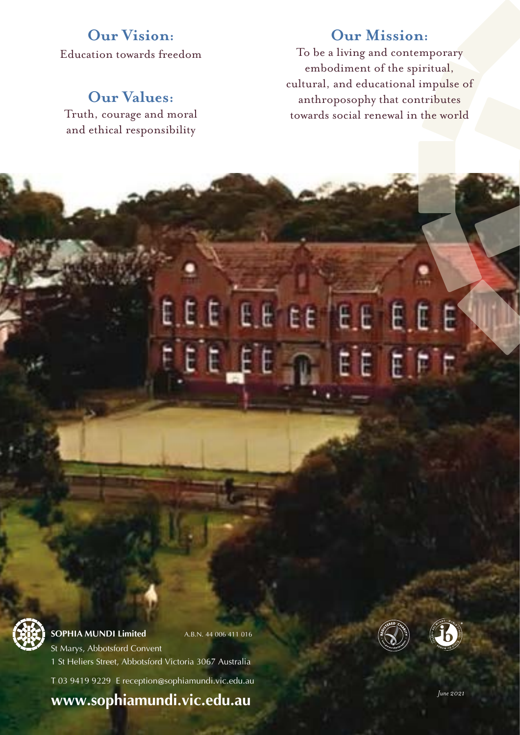## Our Vision:

Education towards freedom

## Our Values:

Truth, courage and moral and ethical responsibility

## Our Mission:

To be a living and contemporary embodiment of the spiritual, cultural, and educational impulse of anthroposophy that contributes towards social renewal in the world

**SOPHIA MUNDI Limited** A.B.N. 44 006 411 016

St Marys, Abbotsford Convent

1 St Heliers Street, Abbotsford Victoria 3067 Australia

T 03 9419 9229 E reception@sophiamundi.vic.edu.au

**www.sophiamundi.vic.edu.au**

*June 2021*